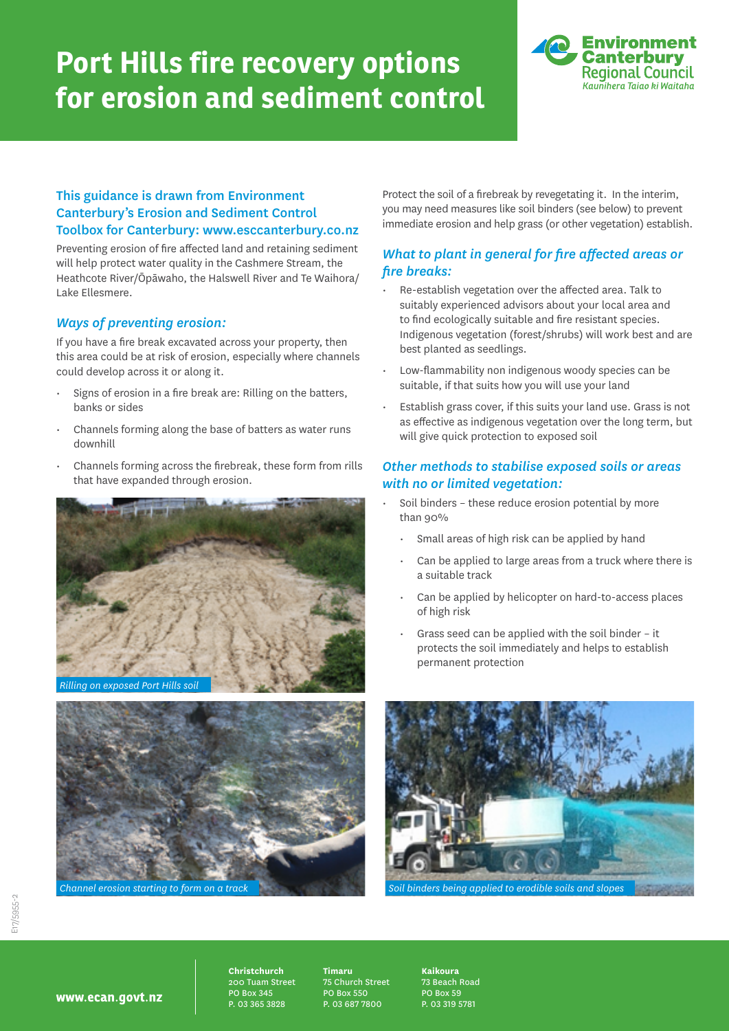# Port Hills fire recovery options for erosion and sediment control

Environment Canterbury Regional Council
Kaunihera Taiao ki Waitaha

**This guidance is drawn from Environment Canterbury's Erosion and Sediment Control Toolbox for Canterbury: www.esccanterbury.co.nz**

Preventing erosion of fire affected land and retaining sediment will help protect water quality in the Cashmere Stream, the Heathcote River/Ōpāwaho, the Halswell River and Te Waihora/ Lake Ellesmere.

## *Ways of preventing erosion:*

If you have a fire break excavated across your property, then this area could be at risk of erosion, especially where channels could develop across it or along it.

- Signs of erosion in a fire break are: Rilling on the batters, banks or sides
- Channels forming along the base of batters as water runs downhill
- Channels forming across the firebreak, these form from rills that have expanded through erosion.

*Rilling on exposed Port Hills soil*

*Channel erosion starting to form on a track*

Protect the soil of a firebreak by revegetating it. In the interim, you may need measures like soil binders (see below) to prevent immediate erosion and help grass (or other vegetation) establish.

## *What to plant in general for fire affected areas or fire breaks:*

- Re-establish vegetation over the affected area. Talk to suitably experienced advisors about your local area and to find ecologically suitable and fire resistant species. Indigenous vegetation (forest/shrubs) will work best and are best planted as seedlings.
- Low-flammability non indigenous woody species can be suitable, if that suits how you will use your land
- Establish grass cover, if this suits your land use. Grass is not as effective as indigenous vegetation over the long term, but will give quick protection to exposed soil

## *Other methods to stabilise exposed soils or areas with no or limited vegetation:*

- Soil binders – these reduce erosion potential by more than 90%
  - Small areas of high risk can be applied by hand
  - Can be applied to large areas from a truck where there is a suitable track
  - Can be applied by helicopter on hard-to-access places of high risk
  - Grass seed can be applied with the soil binder – it protects the soil immediately and helps to establish permanent protection

*Soil binders being applied to erodible soils and slopes*

E17/5955-2

**www.ecan.govt.nz**

**Christchurch**
200 Tuam Street
PO Box 345
P. 03 365 3828

**Timaru**
75 Church Street
PO Box 550
P. 03 687 7800

**Kaikoura**
73 Beach Road
PO Box 59
P. 03 319 5781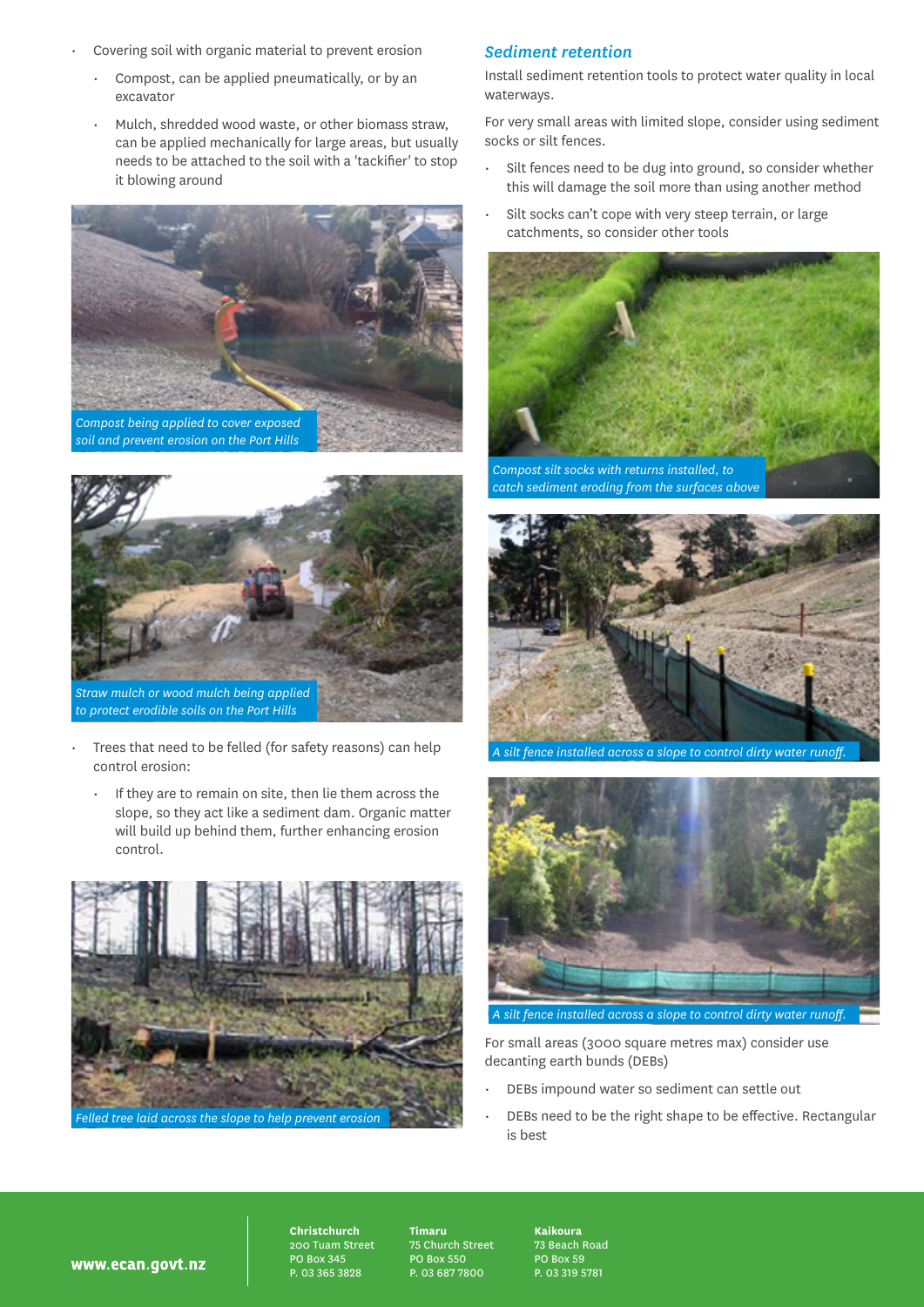- Covering soil with organic material to prevent erosion
  - Compost, can be applied pneumatically, or by an excavator
  - Mulch, shredded wood waste, or other biomass straw, can be applied mechanically for large areas, but usually needs to be attached to the soil with a 'tackifier' to stop it blowing around

*Compost being applied to cover exposed soil and prevent erosion on the Port Hills*

*Straw mulch or wood mulch being applied to protect erodible soils on the Port Hills*

- Trees that need to be felled (for safety reasons) can help control erosion:
  - If they are to remain on site, then lie them across the slope, so they act like a sediment dam. Organic matter will build up behind them, further enhancing erosion control.

*Felled tree laid across the slope to help prevent erosion*

## Sediment retention

Install sediment retention tools to protect water quality in local waterways.

For very small areas with limited slope, consider using sediment socks or silt fences.

- Silt fences need to be dug into ground, so consider whether this will damage the soil more than using another method
- Silt socks can't cope with very steep terrain, or large catchments, so consider other tools

*Compost silt socks with returns installed, to catch sediment eroding from the surfaces above*

*A silt fence installed across a slope to control dirty water runoff.*

*A silt fence installed across a slope to control dirty water runoff.*

For small areas (3000 square metres max) consider use decanting earth bunds (DEBs)

- DEBs impound water so sediment can settle out
- DEBs need to be the right shape to be effective. Rectangular is best

**www.ecan.govt.nz**

**Christchurch**
200 Tuam Street
PO Box 345
P. 03 365 3828

**Timaru**
75 Church Street
PO Box 550
P. 03 687 7800

**Kaikoura**
73 Beach Road
PO Box 59
P. 03 319 5781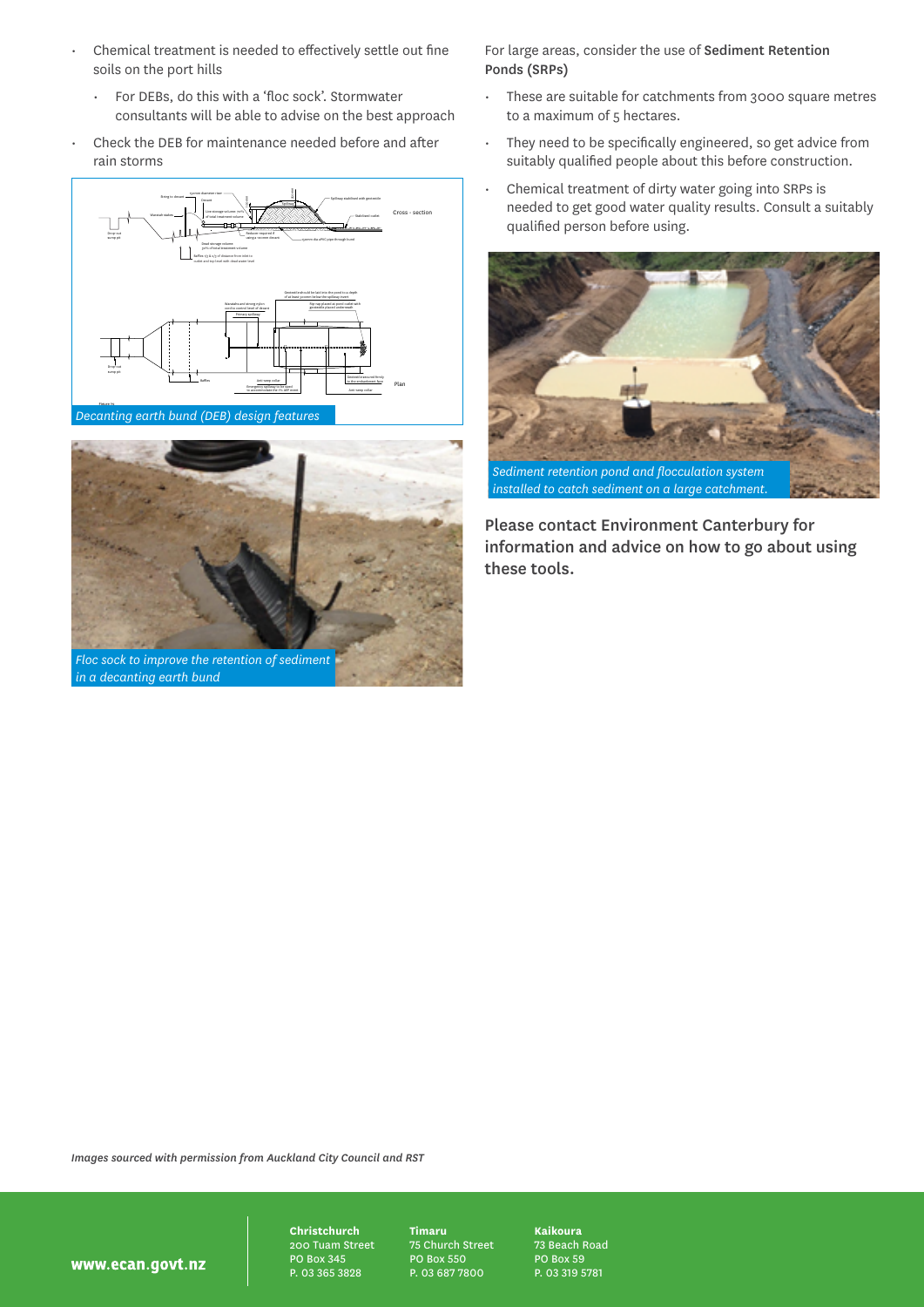- Chemical treatment is needed to effectively settle out fine soils on the port hills
  - For DEBs, do this with a 'floc sock'. Stormwater consultants will be able to advise on the best approach
- Check the DEB for maintenance needed before and after rain storms

*Decanting earth bund (DEB) design features*

*Floc sock to improve the retention of sediment in a decanting earth bund*

For large areas, consider the use of **Sediment Retention Ponds (SRPs)**

- These are suitable for catchments from 3000 square metres to a maximum of 5 hectares.
- They need to be specifically engineered, so get advice from suitably qualified people about this before construction.
- Chemical treatment of dirty water going into SRPs is needed to get good water quality results. Consult a suitably qualified person before using.

*Sediment retention pond and flocculation system installed to catch sediment on a large catchment.*

**Please contact Environment Canterbury for information and advice on how to go about using these tools.**

*Images sourced with permission from Auckland City Council and RST*

**www.ecan.govt.nz**

**Christchurch**
200 Tuam Street
PO Box 345
P. 03 365 3828

**Timaru**
75 Church Street
PO Box 550
P. 03 687 7800

**Kaikoura**
73 Beach Road
PO Box 59
P. 03 319 5781